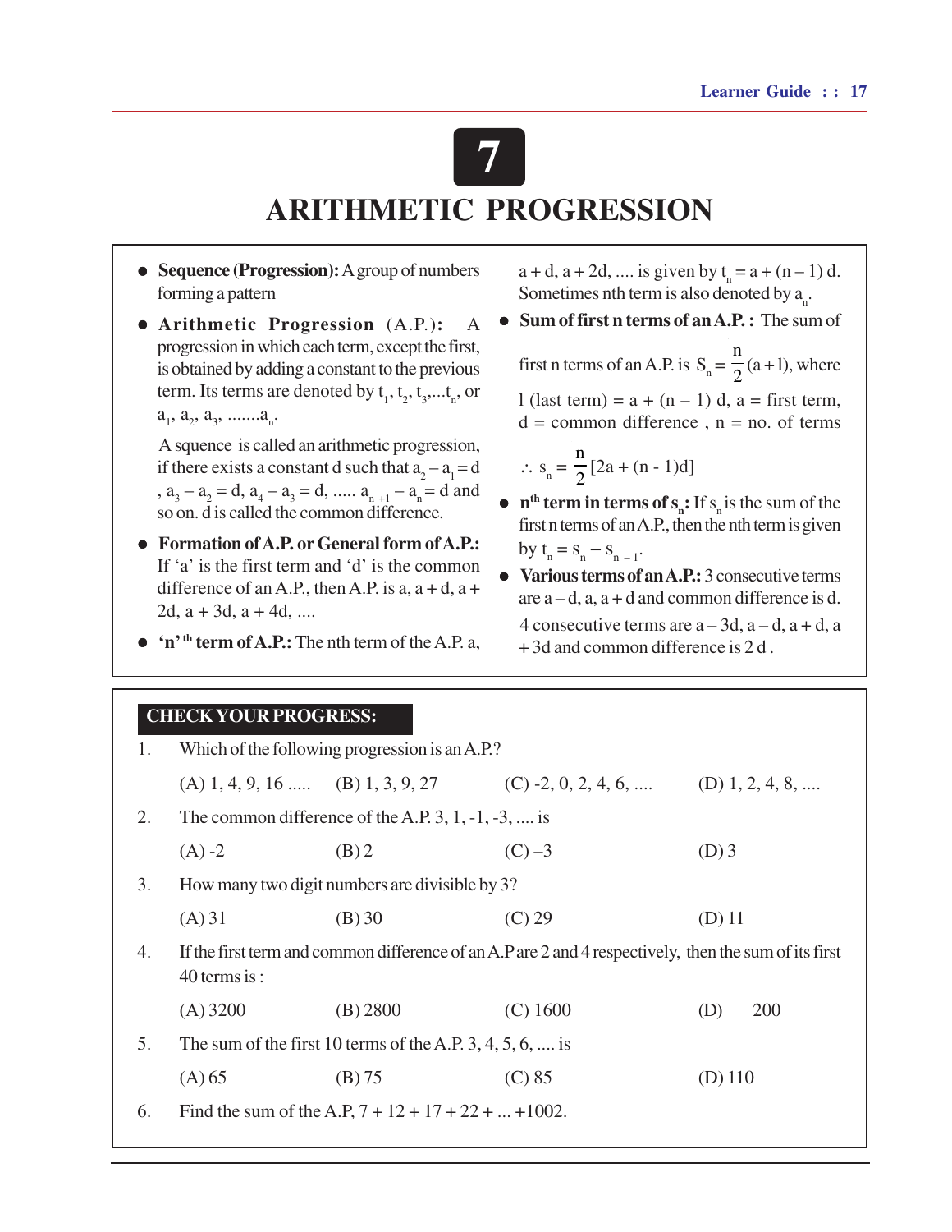# 7

# ARITHMETIC PROGRESSION

- **Sequence (Progression):** A group of numbers forming a pattern
- **Arithmetic Progression** (A.P.)**:** A progression in which each term, except the first, is obtained by adding a constant to the previous term. Its terms are denoted by $t_1, t_2, t_3, ... t_n$, or $a_1, a_2, a_3, ....... a_n$.

  A squence is called an arithmetic progression, if there exists a constant d such that $a_2 - a_1 = d$, $a_3 - a_2 = d$, $a_4 - a_3 = d$, ..... $a_{n+1} - a_n = d$ and so on. d is called the common difference.
- **Formation of A.P. or General form of A.P.:** If 'a' is the first term and 'd' is the common difference of an A.P., then A.P. is a, a + d, a + 2d, a + 3d, a + 4d, ....
- **'n' th term of A.P.:** The nth term of the A.P. a, a + d, a + 2d, .... is given by $t_n = a + (n - 1)\,d$. Sometimes nth term is also denoted by $a_n$.
- **Sum of first n terms of an A.P. :** The sum of first n terms of an A.P. is $S_n = \frac{n}{2}(a + l)$, where l (last term) = a + (n – 1) d, a = first term, d = common difference , n = no. of terms

  $\therefore\ s_n = \frac{n}{2}[2a + (n - 1)d]$
- **n^th term in terms of $s_n$:** If $s_n$ is the sum of the first n terms of an A.P., then the nth term is given by $t_n = s_n - s_{n-1}$.
- **Various terms of an A.P.:** 3 consecutive terms are a – d, a, a + d and common difference is d.

  4 consecutive terms are a – 3d, a – d, a + d, a + 3d and common difference is 2 d .

## CHECK YOUR PROGRESS:

1. Which of the following progression is an A.P.?

   (A) 1, 4, 9, 16 ..... (B) 1, 3, 9, 27 (C) -2, 0, 2, 4, 6, .... (D) 1, 2, 4, 8, ....

2. The common difference of the A.P. 3, 1, -1, -3, .... is

   (A) -2 (B) 2 (C) –3 (D) 3

3. How many two digit numbers are divisible by 3?

   (A) 31 (B) 30 (C) 29 (D) 11

4. If the first term and common difference of an A.P are 2 and 4 respectively, then the sum of its first 40 terms is :

   (A) 3200 (B) 2800 (C) 1600 (D) 200

5. The sum of the first 10 terms of the A.P. 3, 4, 5, 6, .... is

   (A) 65 (B) 75 (C) 85 (D) 110

6. Find the sum of the A.P, 7 + 12 + 17 + 22 + ... +1002.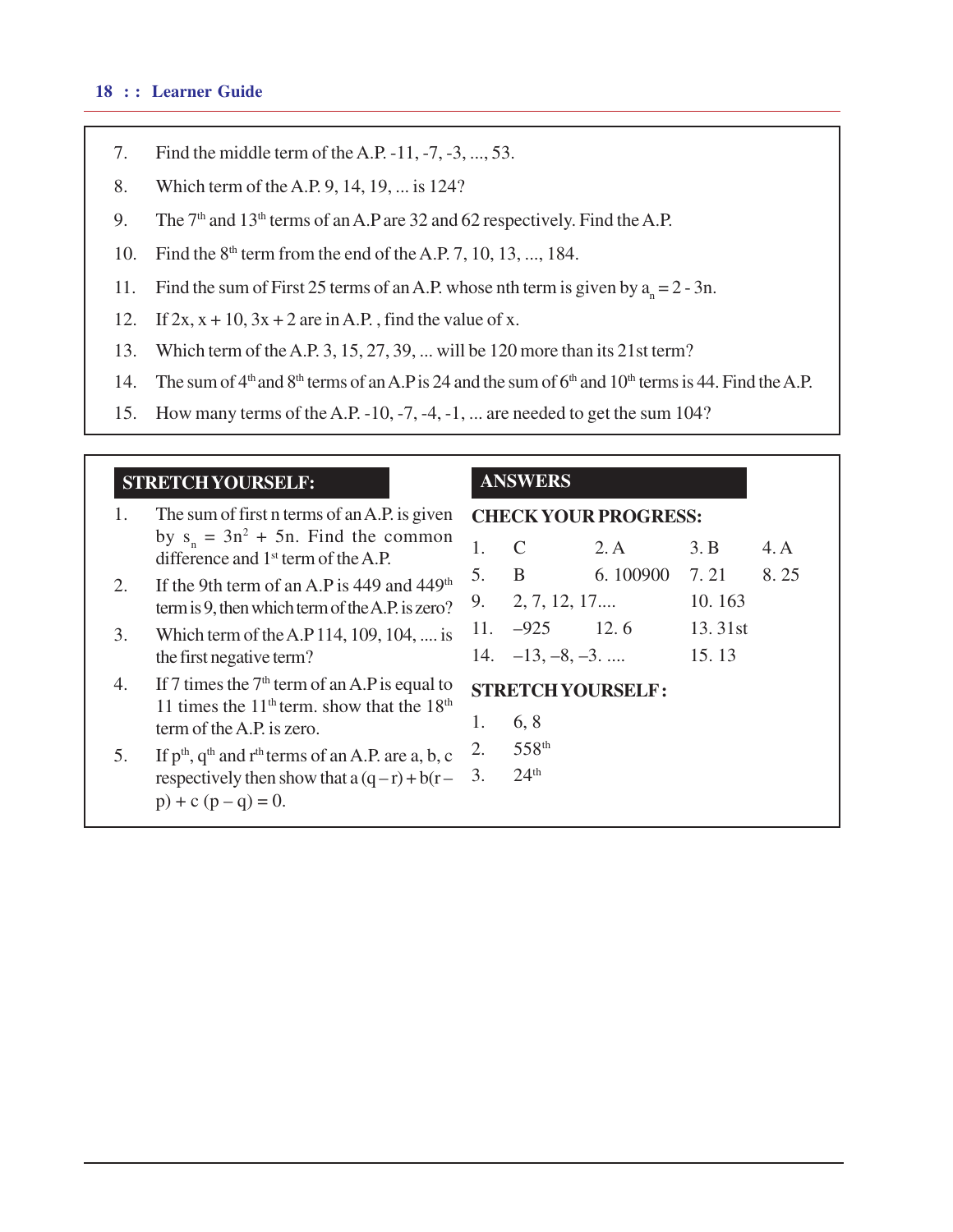7. Find the middle term of the A.P. -11, -7, -3, ..., 53.
8. Which term of the A.P. 9, 14, 19, ... is 124?
9. The 7th and 13th terms of an A.P are 32 and 62 respectively. Find the A.P.
10. Find the 8th term from the end of the A.P. 7, 10, 13, ..., 184.
11. Find the sum of First 25 terms of an A.P. whose nth term is given by $a_n = 2 - 3n$.
12. If 2x, x + 10, 3x + 2 are in A.P. , find the value of x.
13. Which term of the A.P. 3, 15, 27, 39, ... will be 120 more than its 21st term?
14. The sum of 4th and 8th terms of an A.P is 24 and the sum of 6th and 10th terms is 44. Find the A.P.
15. How many terms of the A.P. -10, -7, -4, -1, ... are needed to get the sum 104?

## STRETCH YOURSELF:

1. The sum of first n terms of an A.P. is given by $s_n = 3n^2 + 5n$. Find the common difference and 1st term of the A.P.
2. If the 9th term of an A.P is 449 and 449th term is 9, then which term of the A.P. is zero?
3. Which term of the A.P 114, 109, 104, .... is the first negative term?
4. If 7 times the 7th term of an A.P is equal to 11 times the 11th term. show that the 18th term of the A.P. is zero.
5. If pth, qth and rth terms of an A.P. are a, b, c respectively then show that a (q – r) + b(r – p) + c (p – q) = 0.

## ANSWERS

**CHECK YOUR PROGRESS:**

1. C 2. A 3. B 4. A
5. B 6. 100900 7. 21 8. 25
9. 2, 7, 12, 17.... 10. 163
11. –925 12. 6 13. 31st
14. –13, –8, –3. .... 15. 13

**STRETCH YOURSELF :**

1. 6, 8
2. 558th
3. 24th